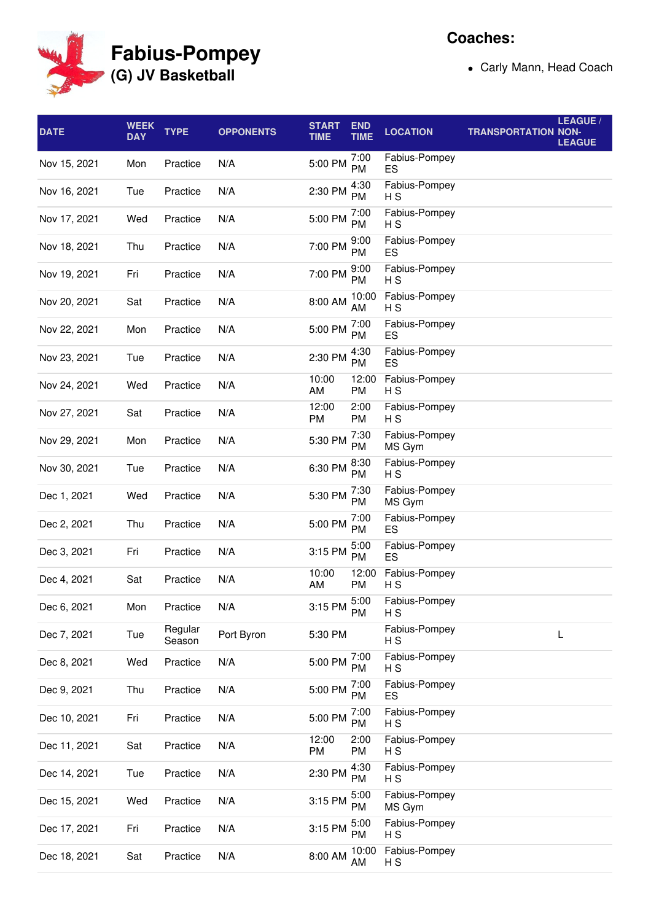# Fabius-Pompey

## (G) JV Basketball

**Coaches:**

- Carly Mann, Head Coach

| DATE | WEEK DAY | TYPE | OPPONENTS | START TIME | END TIME | LOCATION | TRANSPORTATION | LEAGUE / NON-LEAGUE |
|---|---|---|---|---|---|---|---|---|
| Nov 15, 2021 | Mon | Practice | N/A | 5:00 PM | 7:00 PM | Fabius-Pompey ES | | |
| Nov 16, 2021 | Tue | Practice | N/A | 2:30 PM | 4:30 PM | Fabius-Pompey H S | | |
| Nov 17, 2021 | Wed | Practice | N/A | 5:00 PM | 7:00 PM | Fabius-Pompey H S | | |
| Nov 18, 2021 | Thu | Practice | N/A | 7:00 PM | 9:00 PM | Fabius-Pompey ES | | |
| Nov 19, 2021 | Fri | Practice | N/A | 7:00 PM | 9:00 PM | Fabius-Pompey H S | | |
| Nov 20, 2021 | Sat | Practice | N/A | 8:00 AM | 10:00 AM | Fabius-Pompey H S | | |
| Nov 22, 2021 | Mon | Practice | N/A | 5:00 PM | 7:00 PM | Fabius-Pompey ES | | |
| Nov 23, 2021 | Tue | Practice | N/A | 2:30 PM | 4:30 PM | Fabius-Pompey ES | | |
| Nov 24, 2021 | Wed | Practice | N/A | 10:00 AM | 12:00 PM | Fabius-Pompey H S | | |
| Nov 27, 2021 | Sat | Practice | N/A | 12:00 PM | 2:00 PM | Fabius-Pompey H S | | |
| Nov 29, 2021 | Mon | Practice | N/A | 5:30 PM | 7:30 PM | Fabius-Pompey MS Gym | | |
| Nov 30, 2021 | Tue | Practice | N/A | 6:30 PM | 8:30 PM | Fabius-Pompey H S | | |
| Dec 1, 2021 | Wed | Practice | N/A | 5:30 PM | 7:30 PM | Fabius-Pompey MS Gym | | |
| Dec 2, 2021 | Thu | Practice | N/A | 5:00 PM | 7:00 PM | Fabius-Pompey ES | | |
| Dec 3, 2021 | Fri | Practice | N/A | 3:15 PM | 5:00 PM | Fabius-Pompey ES | | |
| Dec 4, 2021 | Sat | Practice | N/A | 10:00 AM | 12:00 PM | Fabius-Pompey H S | | |
| Dec 6, 2021 | Mon | Practice | N/A | 3:15 PM | 5:00 PM | Fabius-Pompey H S | | |
| Dec 7, 2021 | Tue | Regular Season | Port Byron | 5:30 PM | | Fabius-Pompey H S | | L |
| Dec 8, 2021 | Wed | Practice | N/A | 5:00 PM | 7:00 PM | Fabius-Pompey H S | | |
| Dec 9, 2021 | Thu | Practice | N/A | 5:00 PM | 7:00 PM | Fabius-Pompey ES | | |
| Dec 10, 2021 | Fri | Practice | N/A | 5:00 PM | 7:00 PM | Fabius-Pompey H S | | |
| Dec 11, 2021 | Sat | Practice | N/A | 12:00 PM | 2:00 PM | Fabius-Pompey H S | | |
| Dec 14, 2021 | Tue | Practice | N/A | 2:30 PM | 4:30 PM | Fabius-Pompey H S | | |
| Dec 15, 2021 | Wed | Practice | N/A | 3:15 PM | 5:00 PM | Fabius-Pompey MS Gym | | |
| Dec 17, 2021 | Fri | Practice | N/A | 3:15 PM | 5:00 PM | Fabius-Pompey H S | | |
| Dec 18, 2021 | Sat | Practice | N/A | 8:00 AM | 10:00 AM | Fabius-Pompey H S | | |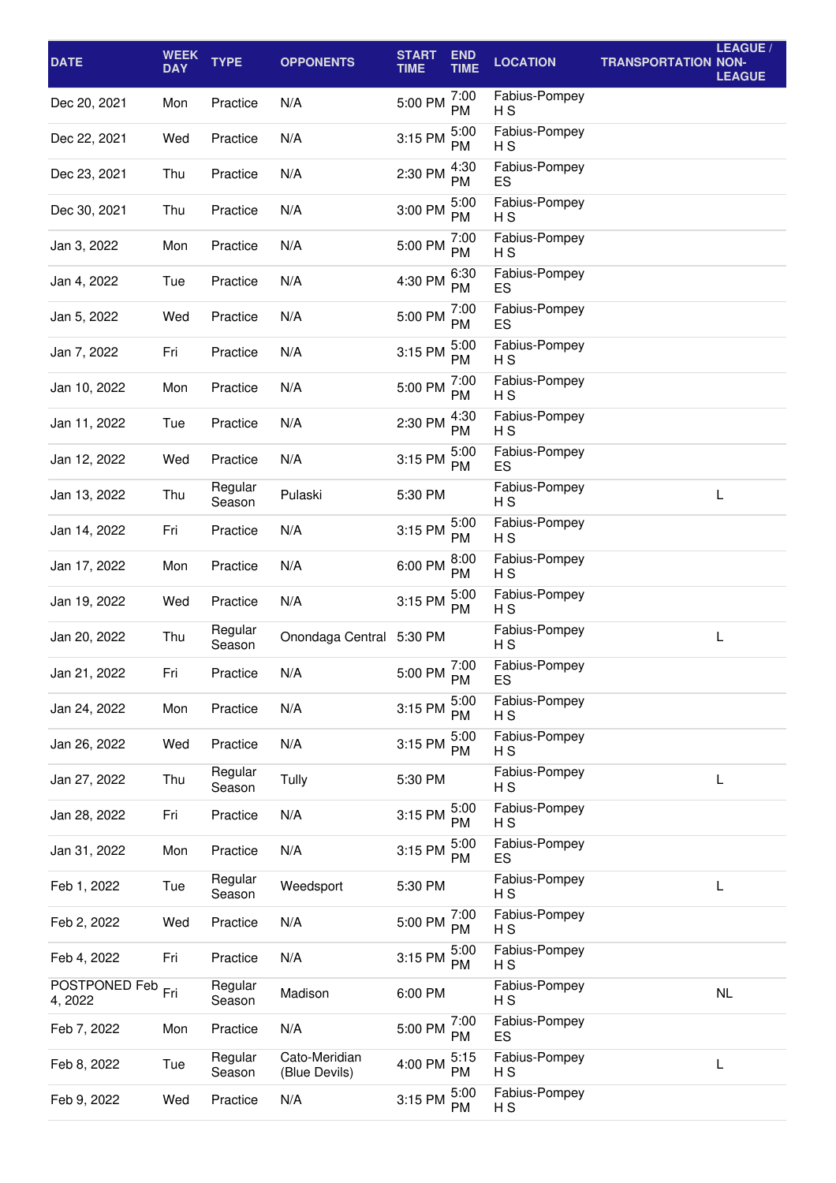| DATE | WEEK DAY | TYPE | OPPONENTS | START TIME | END TIME | LOCATION | TRANSPORTATION | LEAGUE / NON-LEAGUE |
|---|---|---|---|---|---|---|---|---|
| Dec 20, 2021 | Mon | Practice | N/A | 5:00 PM | 7:00 PM | Fabius-Pompey H S | | |
| Dec 22, 2021 | Wed | Practice | N/A | 3:15 PM | 5:00 PM | Fabius-Pompey H S | | |
| Dec 23, 2021 | Thu | Practice | N/A | 2:30 PM | 4:30 PM | Fabius-Pompey ES | | |
| Dec 30, 2021 | Thu | Practice | N/A | 3:00 PM | 5:00 PM | Fabius-Pompey H S | | |
| Jan 3, 2022 | Mon | Practice | N/A | 5:00 PM | 7:00 PM | Fabius-Pompey H S | | |
| Jan 4, 2022 | Tue | Practice | N/A | 4:30 PM | 6:30 PM | Fabius-Pompey ES | | |
| Jan 5, 2022 | Wed | Practice | N/A | 5:00 PM | 7:00 PM | Fabius-Pompey ES | | |
| Jan 7, 2022 | Fri | Practice | N/A | 3:15 PM | 5:00 PM | Fabius-Pompey H S | | |
| Jan 10, 2022 | Mon | Practice | N/A | 5:00 PM | 7:00 PM | Fabius-Pompey H S | | |
| Jan 11, 2022 | Tue | Practice | N/A | 2:30 PM | 4:30 PM | Fabius-Pompey H S | | |
| Jan 12, 2022 | Wed | Practice | N/A | 3:15 PM | 5:00 PM | Fabius-Pompey ES | | |
| Jan 13, 2022 | Thu | Regular Season | Pulaski | 5:30 PM | | Fabius-Pompey H S | | L |
| Jan 14, 2022 | Fri | Practice | N/A | 3:15 PM | 5:00 PM | Fabius-Pompey H S | | |
| Jan 17, 2022 | Mon | Practice | N/A | 6:00 PM | 8:00 PM | Fabius-Pompey H S | | |
| Jan 19, 2022 | Wed | Practice | N/A | 3:15 PM | 5:00 PM | Fabius-Pompey H S | | |
| Jan 20, 2022 | Thu | Regular Season | Onondaga Central | 5:30 PM | | Fabius-Pompey H S | | L |
| Jan 21, 2022 | Fri | Practice | N/A | 5:00 PM | 7:00 PM | Fabius-Pompey ES | | |
| Jan 24, 2022 | Mon | Practice | N/A | 3:15 PM | 5:00 PM | Fabius-Pompey H S | | |
| Jan 26, 2022 | Wed | Practice | N/A | 3:15 PM | 5:00 PM | Fabius-Pompey H S | | |
| Jan 27, 2022 | Thu | Regular Season | Tully | 5:30 PM | | Fabius-Pompey H S | | L |
| Jan 28, 2022 | Fri | Practice | N/A | 3:15 PM | 5:00 PM | Fabius-Pompey H S | | |
| Jan 31, 2022 | Mon | Practice | N/A | 3:15 PM | 5:00 PM | Fabius-Pompey ES | | |
| Feb 1, 2022 | Tue | Regular Season | Weedsport | 5:30 PM | | Fabius-Pompey H S | | L |
| Feb 2, 2022 | Wed | Practice | N/A | 5:00 PM | 7:00 PM | Fabius-Pompey H S | | |
| Feb 4, 2022 | Fri | Practice | N/A | 3:15 PM | 5:00 PM | Fabius-Pompey H S | | |
| POSTPONED Feb 4, 2022 | Fri | Regular Season | Madison | 6:00 PM | | Fabius-Pompey H S | | NL |
| Feb 7, 2022 | Mon | Practice | N/A | 5:00 PM | 7:00 PM | Fabius-Pompey ES | | |
| Feb 8, 2022 | Tue | Regular Season | Cato-Meridian (Blue Devils) | 4:00 PM | 5:15 PM | Fabius-Pompey H S | | L |
| Feb 9, 2022 | Wed | Practice | N/A | 3:15 PM | 5:00 PM | Fabius-Pompey H S | | |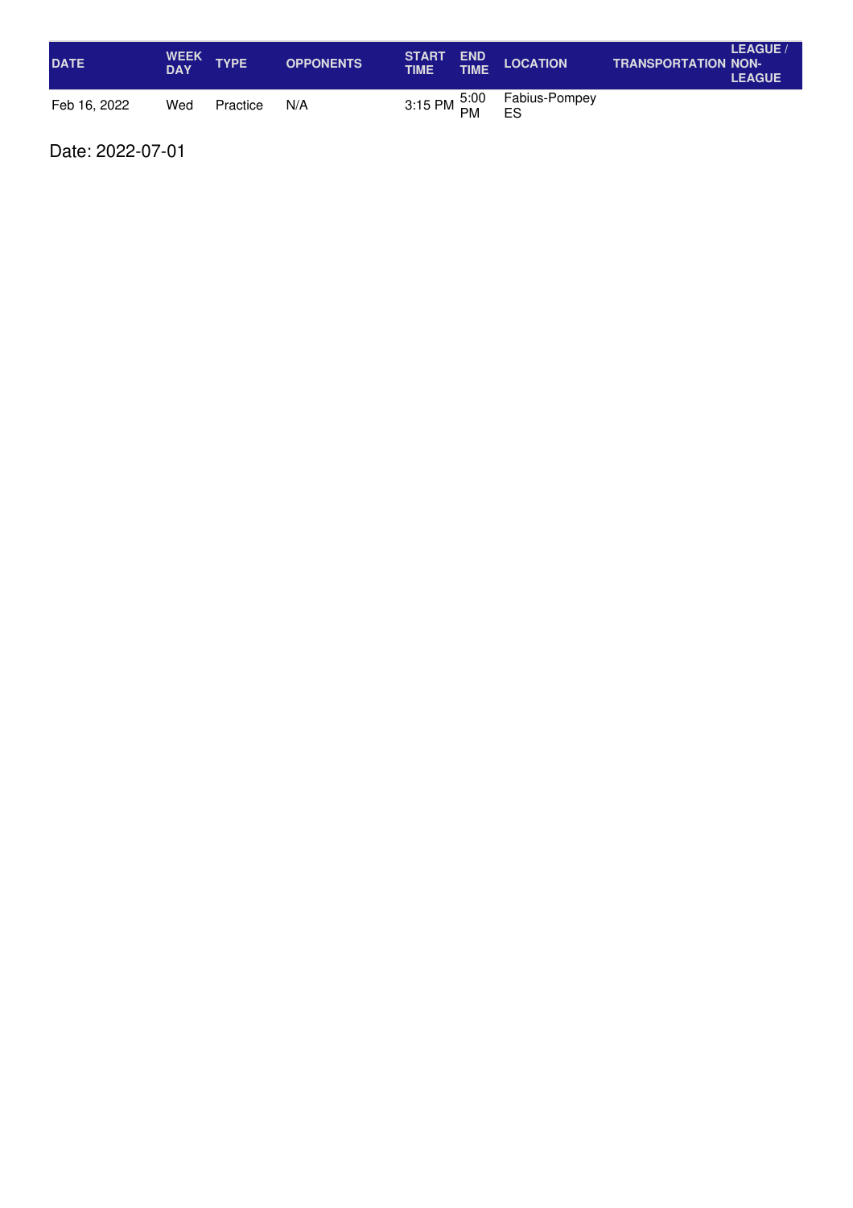| DATE | WEEK DAY | TYPE | OPPONENTS | START TIME | END TIME | LOCATION | TRANSPORTATION | LEAGUE / NON-LEAGUE |
|---|---|---|---|---|---|---|---|---|
| Feb 16, 2022 | Wed | Practice | N/A | 3:15 PM | 5:00 PM | Fabius-Pompey ES | | |

Date: 2022-07-01